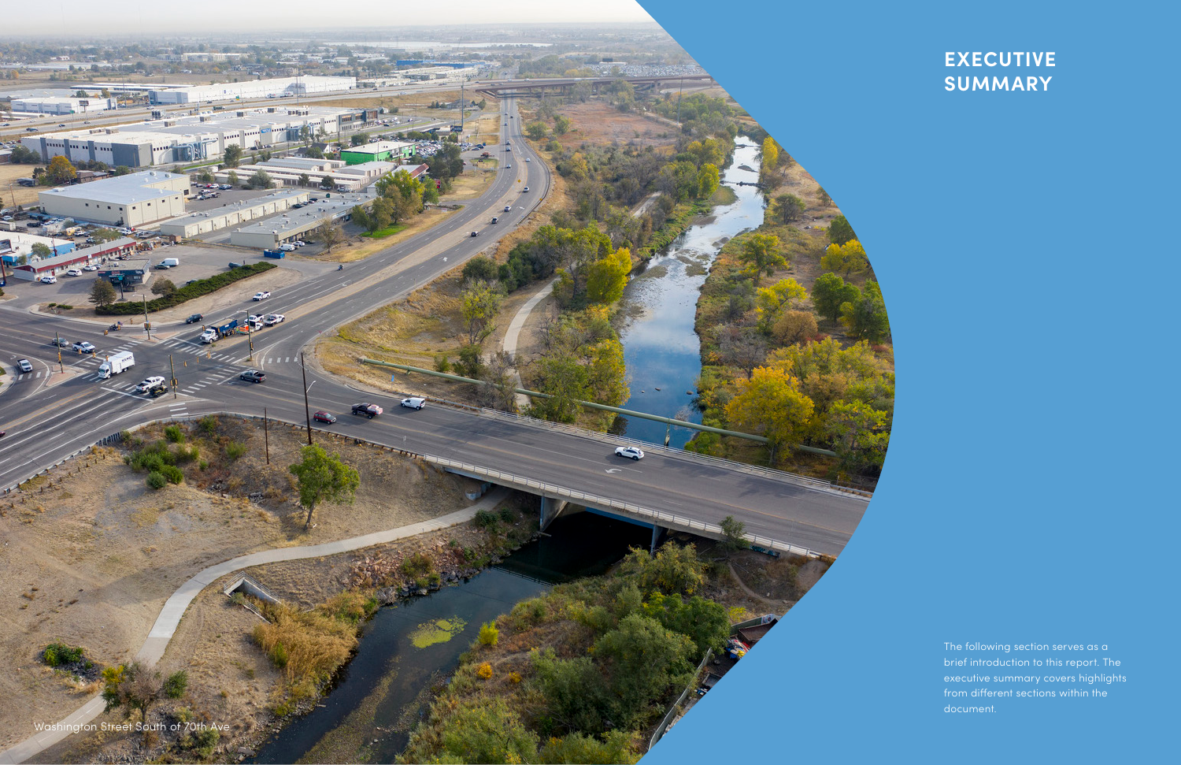# EXECUTIVE SUMMARY

The following section serves as a brief introduction to this report. The executive summary covers highlights from different sections within the document.

Washington Street South of 70th Ave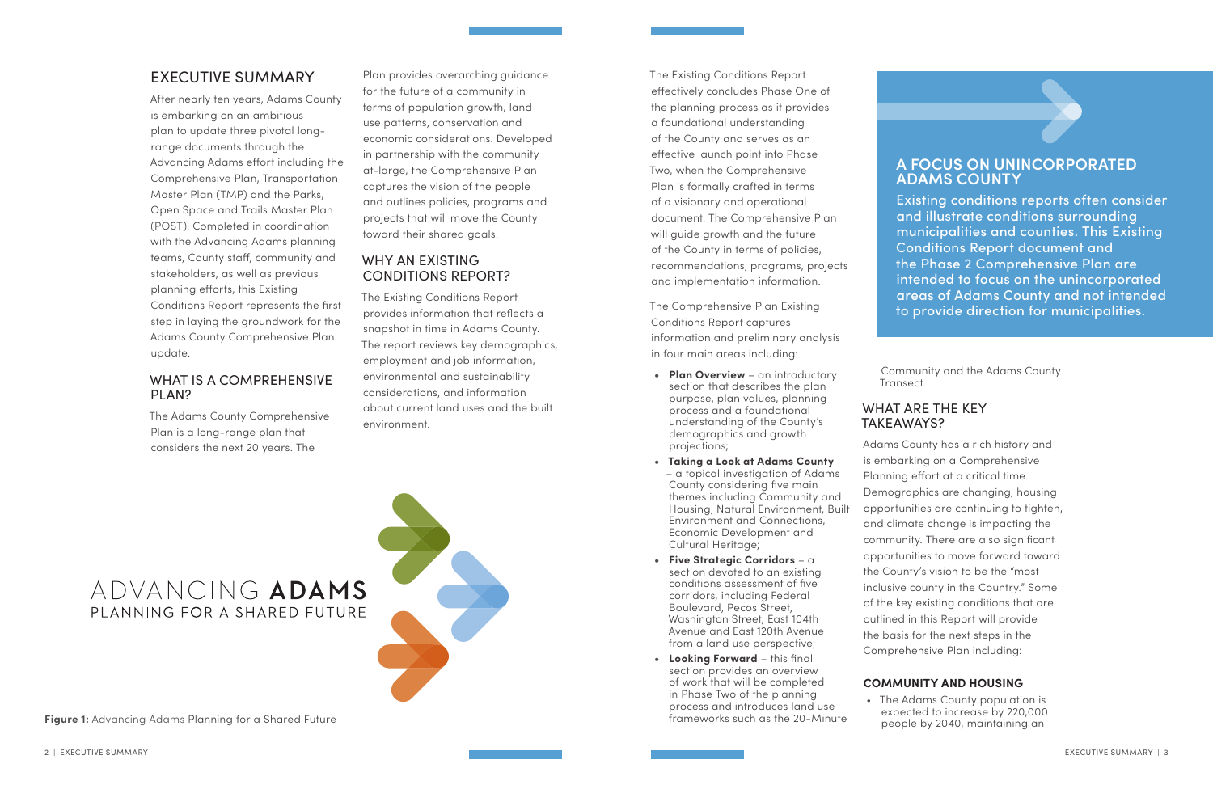## EXECUTIVE SUMMARY

After nearly ten years, Adams County is embarking on an ambitious plan to update three pivotal long-range documents through the Advancing Adams effort including the Comprehensive Plan, Transportation Master Plan (TMP) and the Parks, Open Space and Trails Master Plan (POST). Completed in coordination with the Advancing Adams planning teams, County staff, community and stakeholders, as well as previous planning efforts, this Existing Conditions Report represents the first step in laying the groundwork for the Adams County Comprehensive Plan update.

### WHAT IS A COMPREHENSIVE PLAN?

The Adams County Comprehensive Plan is a long-range plan that considers the next 20 years. The Plan provides overarching guidance for the future of a community in terms of population growth, land use patterns, conservation and economic considerations. Developed in partnership with the community at-large, the Comprehensive Plan captures the vision of the people and outlines policies, programs and projects that will move the County toward their shared goals.

### WHY AN EXISTING CONDITIONS REPORT?

The Existing Conditions Report provides information that reflects a snapshot in time in Adams County. The report reviews key demographics, employment and job information, environmental and sustainability considerations, and information about current land uses and the built environment.

ADVANCING **ADAMS**
PLANNING FOR A SHARED FUTURE

**Figure 1:** Advancing Adams Planning for a Shared Future

The Existing Conditions Report effectively concludes Phase One of the planning process as it provides a foundational understanding of the County and serves as an effective launch point into Phase Two, when the Comprehensive Plan is formally crafted in terms of a visionary and operational document. The Comprehensive Plan will guide growth and the future of the County in terms of policies, recommendations, programs, projects and implementation information.

The Comprehensive Plan Existing Conditions Report captures information and preliminary analysis in four main areas including:

- **Plan Overview** – an introductory section that describes the plan purpose, plan values, planning process and a foundational understanding of the County's demographics and growth projections;
- **Taking a Look at Adams County** – a topical investigation of Adams County considering five main themes including Community and Housing, Natural Environment, Built Environment and Connections, Economic Development and Cultural Heritage;
- **Five Strategic Corridors** – a section devoted to an existing conditions assessment of five corridors, including Federal Boulevard, Pecos Street, Washington Street, East 104th Avenue and East 120th Avenue from a land use perspective;
- **Looking Forward** – this final section provides an overview of work that will be completed in Phase Two of the planning process and introduces land use frameworks such as the 20-Minute Community and the Adams County Transect.

### A FOCUS ON UNINCORPORATED ADAMS COUNTY

Existing conditions reports often consider and illustrate conditions surrounding municipalities and counties. This Existing Conditions Report document and the Phase 2 Comprehensive Plan are intended to focus on the unincorporated areas of Adams County and not intended to provide direction for municipalities.

### WHAT ARE THE KEY TAKEAWAYS?

Adams County has a rich history and is embarking on a Comprehensive Planning effort at a critical time. Demographics are changing, housing opportunities are continuing to tighten, and climate change is impacting the community. There are also significant opportunities to move forward toward the County's vision to be the "most inclusive county in the Country." Some of the key existing conditions that are outlined in this Report will provide the basis for the next steps in the Comprehensive Plan including:

#### COMMUNITY AND HOUSING

- The Adams County population is expected to increase by 220,000 people by 2040, maintaining an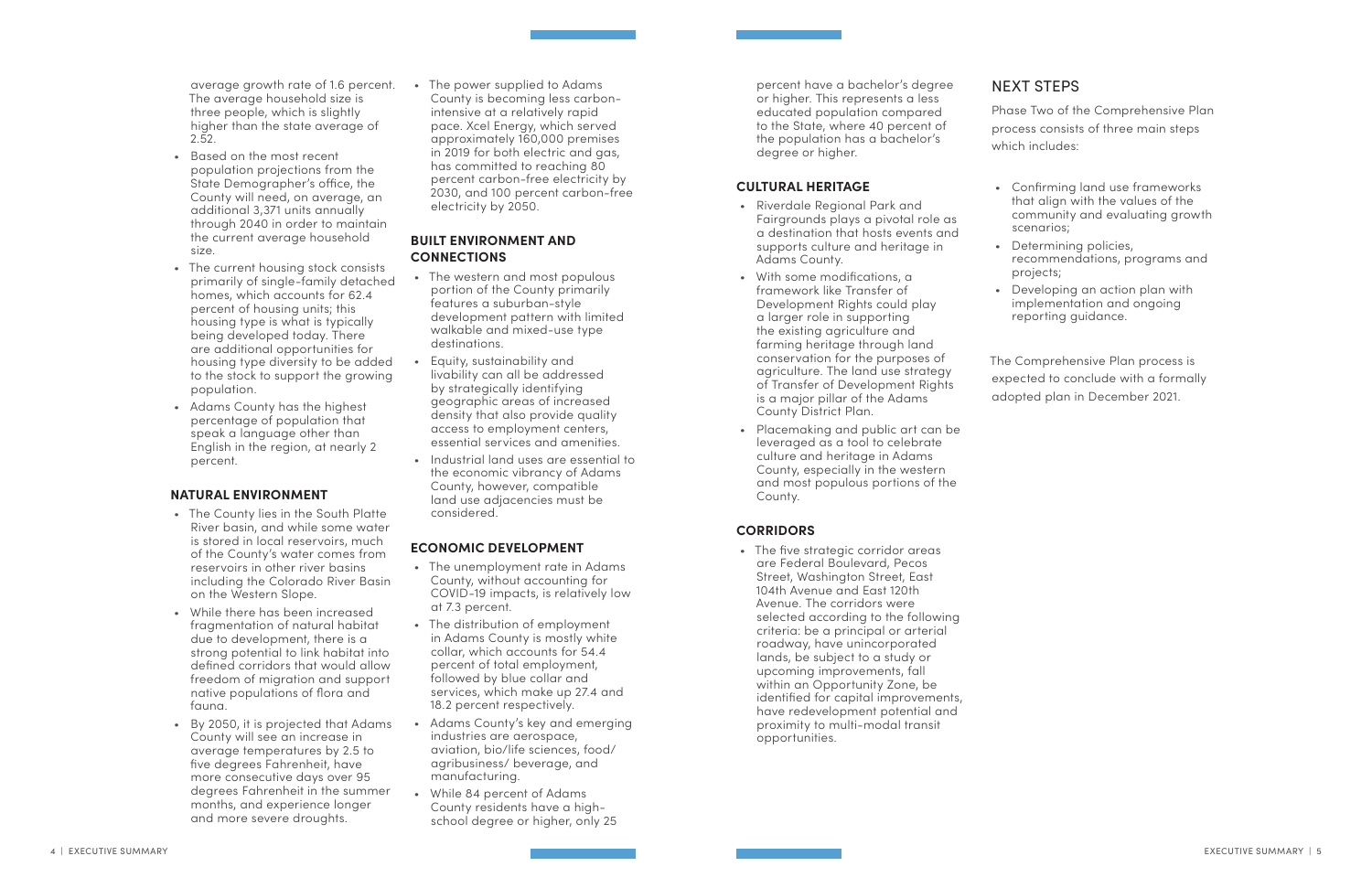average growth rate of 1.6 percent. The average household size is three people, which is slightly higher than the state average of 2.52.

- Based on the most recent population projections from the State Demographer's office, the County will need, on average, an additional 3,371 units annually through 2040 in order to maintain the current average household size.
- The current housing stock consists primarily of single-family detached homes, which accounts for 62.4 percent of housing units; this housing type is what is typically being developed today. There are additional opportunities for housing type diversity to be added to the stock to support the growing population.
- Adams County has the highest percentage of population that speak a language other than English in the region, at nearly 2 percent.

## NATURAL ENVIRONMENT

- The County lies in the South Platte River basin, and while some water is stored in local reservoirs, much of the County's water comes from reservoirs in other river basins including the Colorado River Basin on the Western Slope.
- While there has been increased fragmentation of natural habitat due to development, there is a strong potential to link habitat into defined corridors that would allow freedom of migration and support native populations of flora and fauna.
- By 2050, it is projected that Adams County will see an increase in average temperatures by 2.5 to five degrees Fahrenheit, have more consecutive days over 95 degrees Fahrenheit in the summer months, and experience longer and more severe droughts.
- The power supplied to Adams County is becoming less carbon-intensive at a relatively rapid pace. Xcel Energy, which served approximately 160,000 premises in 2019 for both electric and gas, has committed to reaching 80 percent carbon-free electricity by 2030, and 100 percent carbon-free electricity by 2050.

## BUILT ENVIRONMENT AND CONNECTIONS

- The western and most populous portion of the County primarily features a suburban-style development pattern with limited walkable and mixed-use type destinations.
- Equity, sustainability and livability can all be addressed by strategically identifying geographic areas of increased density that also provide quality access to employment centers, essential services and amenities.
- Industrial land uses are essential to the economic vibrancy of Adams County, however, compatible land use adjacencies must be considered.

## ECONOMIC DEVELOPMENT

- The unemployment rate in Adams County, without accounting for COVID-19 impacts, is relatively low at 7.3 percent.
- The distribution of employment in Adams County is mostly white collar, which accounts for 54.4 percent of total employment, followed by blue collar and services, which make up 27.4 and 18.2 percent respectively.
- Adams County's key and emerging industries are aerospace, aviation, bio/life sciences, food/ agribusiness/ beverage, and manufacturing.
- While 84 percent of Adams County residents have a high-school degree or higher, only 25 percent have a bachelor's degree or higher. This represents a less educated population compared to the State, where 40 percent of the population has a bachelor's degree or higher.

## CULTURAL HERITAGE

- Riverdale Regional Park and Fairgrounds plays a pivotal role as a destination that hosts events and supports culture and heritage in Adams County.
- With some modifications, a framework like Transfer of Development Rights could play a larger role in supporting the existing agriculture and farming heritage through land conservation for the purposes of agriculture. The land use strategy of Transfer of Development Rights is a major pillar of the Adams County District Plan.
- Placemaking and public art can be leveraged as a tool to celebrate culture and heritage in Adams County, especially in the western and most populous portions of the County.

## CORRIDORS

- The five strategic corridor areas are Federal Boulevard, Pecos Street, Washington Street, East 104th Avenue and East 120th Avenue. The corridors were selected according to the following criteria: be a principal or arterial roadway, have unincorporated lands, be subject to a study or upcoming improvements, fall within an Opportunity Zone, be identified for capital improvements, have redevelopment potential and proximity to multi-modal transit opportunities.

# NEXT STEPS

Phase Two of the Comprehensive Plan process consists of three main steps which includes:

- Confirming land use frameworks that align with the values of the community and evaluating growth scenarios;
- Determining policies, recommendations, programs and projects;
- Developing an action plan with implementation and ongoing reporting guidance.

The Comprehensive Plan process is expected to conclude with a formally adopted plan in December 2021.